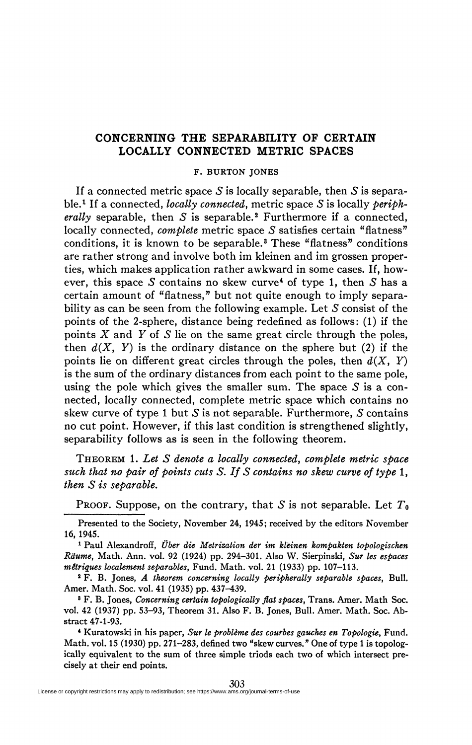# CONCERNING THE SEPARABILITY OF CERTAIN LOCALLY CONNECTED METRIC SPACES

F. BURTON JONES

If a connected metric space $S$ is locally separable, then $S$ is separable.[1] If a connected, *locally connected*, metric space $S$ is locally *peripherally* separable, then $S$ is separable.[2] Furthermore if a connected, locally connected, *complete* metric space $S$ satisfies certain "flatness" conditions, it is known to be separable.[3] These "flatness" conditions are rather strong and involve both im kleinen and im grossen properties, which makes application rather awkward in some cases. If, however, this space $S$ contains no skew curve[4] of type 1, then $S$ has a certain amount of "flatness," but not quite enough to imply separability as can be seen from the following example. Let $S$ consist of the points of the 2-sphere, distance being redefined as follows: (1) if the points $X$ and $Y$ of $S$ lie on the same great circle through the poles, then $d(X, Y)$ is the ordinary distance on the sphere but (2) if the points lie on different great circles through the poles, then $d(X, Y)$ is the sum of the ordinary distances from each point to the same pole, using the pole which gives the smaller sum. The space $S$ is a connected, locally connected, complete metric space which contains no skew curve of type 1 but $S$ is not separable. Furthermore, $S$ contains no cut point. However, if this last condition is strengthened slightly, separability follows as is seen in the following theorem.

THEOREM 1. *Let $S$ denote a locally connected, complete metric space such that no pair of points cuts $S$. If $S$ contains no skew curve of type* 1, *then $S$ is separable.*

PROOF. Suppose, on the contrary, that $S$ is not separable. Let $T_0$

Presented to the Society, November 24, 1945; received by the editors November 16, 1945.

[1] Paul Alexandroff, *Über die Metrization der im kleinen kompakten topologischen Räume*, Math. Ann. vol. 92 (1924) pp. 294–301. Also W. Sierpinski, *Sur les espaces métriques localement separables*, Fund. Math. vol. 21 (1933) pp. 107–113.

[2] F. B. Jones, *A theorem concerning locally peripherally separable spaces*, Bull. Amer. Math. Soc. vol. 41 (1935) pp. 437–439.

[3] F. B. Jones, *Concerning certain topologically flat spaces*, Trans. Amer. Math Soc. vol. 42 (1937) pp. 53–93, Theorem 31. Also F. B. Jones, Bull. Amer. Math. Soc. Abstract 47-1-93.

[4] Kuratowski in his paper, *Sur le problème des courbes gauches en Topologie*, Fund. Math. vol. 15 (1930) pp. 271–283, defined two "skew curves." One of type 1 is topologically equivalent to the sum of three simple triods each two of which intersect precisely at their end points.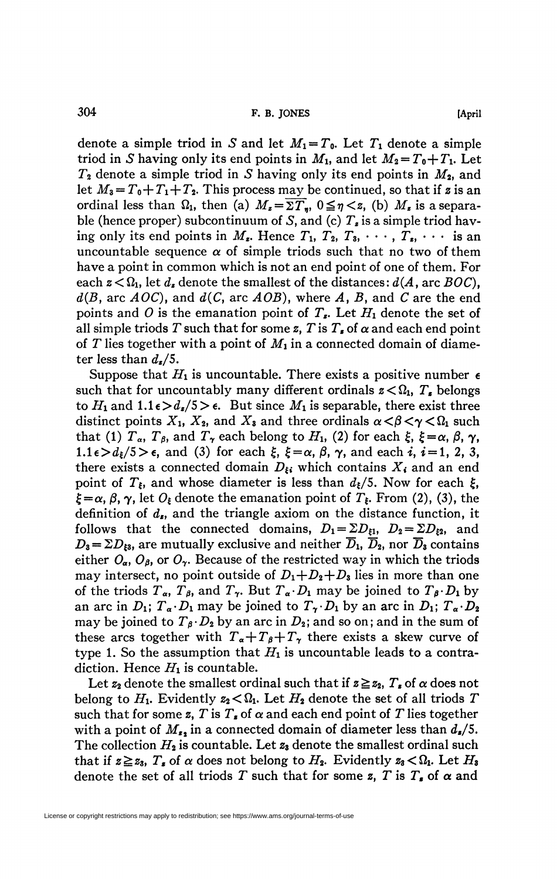denote a simple triod in $S$ and let $M_1 = T_0$. Let $T_1$ denote a simple triod in $S$ having only its end points in $M_1$, and let $M_2 = T_0 + T_1$. Let $T_2$ denote a simple triod in $S$ having only its end points in $M_2$, and let $M_3 = T_0 + T_1 + T_2$. This process may be continued, so that if $z$ is an ordinal less than $\Omega_1$, then (a) $M_z = \overline{\Sigma T_\eta}$, $0 \leqq \eta < z$, (b) $M_z$ is a separable (hence proper) subcontinuum of $S$, and (c) $T_z$ is a simple triod having only its end points in $M_z$. Hence $T_1, T_2, T_3, \cdots, T_z, \cdots$ is an uncountable sequence $\alpha$ of simple triods such that no two of them have a point in common which is not an end point of one of them. For each $z < \Omega_1$, let $d_z$ denote the smallest of the distances: $d(A, \text{arc } BOC)$, $d(B, \text{arc } AOC)$, and $d(C, \text{arc } AOB)$, where $A$, $B$, and $C$ are the end points and $O$ is the emanation point of $T_z$. Let $H_1$ denote the set of all simple triods $T$ such that for some $z$, $T$ is $T_z$ of $\alpha$ and each end point of $T$ lies together with a point of $M_1$ in a connected domain of diameter less than $d_z/5$.

Suppose that $H_1$ is uncountable. There exists a positive number $\epsilon$ such that for uncountably many different ordinals $z < \Omega_1$, $T_z$ belongs to $H_1$ and $1.1\epsilon > d_z/5 > \epsilon$. But since $M_1$ is separable, there exist three distinct points $X_1$, $X_2$, and $X_3$ and three ordinals $\alpha < \beta < \gamma < \Omega_1$ such that (1) $T_\alpha$, $T_\beta$, and $T_\gamma$ each belong to $H_1$, (2) for each $\xi$, $\xi = \alpha, \beta, \gamma$, $1.1\epsilon > d_\xi/5 > \epsilon$, and (3) for each $\xi$, $\xi = \alpha, \beta, \gamma$, and each $i$, $i = 1, 2, 3$, there exists a connected domain $D_{\xi i}$ which contains $X_i$ and an end point of $T_\xi$, and whose diameter is less than $d_\xi/5$. Now for each $\xi$, $\xi = \alpha, \beta, \gamma$, let $O_\xi$ denote the emanation point of $T_\xi$. From (2), (3), the definition of $d_z$, and the triangle axiom on the distance function, it follows that the connected domains, $D_1 = \Sigma D_{\xi 1}$, $D_2 = \Sigma D_{\xi 2}$, and $D_3 = \Sigma D_{\xi 3}$, are mutually exclusive and neither $\overline{D}_1$, $\overline{D}_2$, nor $\overline{D}_3$ contains either $O_\alpha$, $O_\beta$, or $O_\gamma$. Because of the restricted way in which the triods may intersect, no point outside of $D_1 + D_2 + D_3$ lies in more than one of the triods $T_\alpha$, $T_\beta$, and $T_\gamma$. But $T_\alpha \cdot D_1$ may be joined to $T_\beta \cdot D_1$ by an arc in $D_1$; $T_\alpha \cdot D_1$ may be joined to $T_\gamma \cdot D_1$ by an arc in $D_1$; $T_\alpha \cdot D_2$ may be joined to $T_\beta \cdot D_2$ by an arc in $D_2$; and so on; and in the sum of these arcs together with $T_\alpha + T_\beta + T_\gamma$ there exists a skew curve of type 1. So the assumption that $H_1$ is uncountable leads to a contradiction. Hence $H_1$ is countable.

Let $z_2$ denote the smallest ordinal such that if $z \geqq z_2$, $T_z$ of $\alpha$ does not belong to $H_1$. Evidently $z_2 < \Omega_1$. Let $H_2$ denote the set of all triods $T$ such that for some $z$, $T$ is $T_z$ of $\alpha$ and each end point of $T$ lies together with a point of $M_{z_2}$ in a connected domain of diameter less than $d_z/5$. The collection $H_2$ is countable. Let $z_3$ denote the smallest ordinal such that if $z \geqq z_3$, $T_z$ of $\alpha$ does not belong to $H_2$. Evidently $z_3 < \Omega_1$. Let $H_3$ denote the set of all triods $T$ such that for some $z$, $T$ is $T_z$ of $\alpha$ and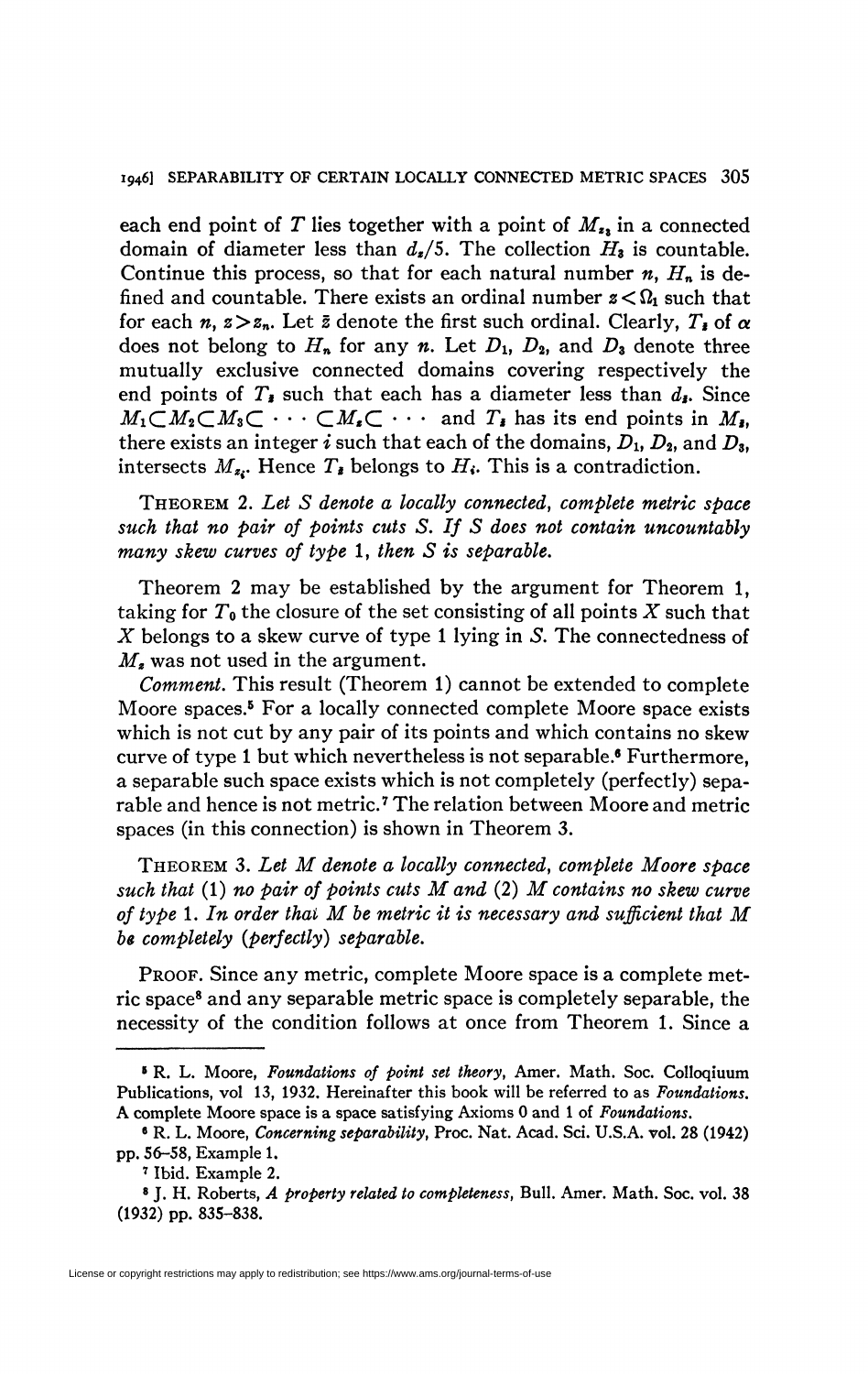each end point of $T$ lies together with a point of $M_{z_3}$ in a connected domain of diameter less than $d_z/5$. The collection $H_3$ is countable. Continue this process, so that for each natural number $n$, $H_n$ is defined and countable. There exists an ordinal number $z < \Omega_1$ such that for each $n$, $z > z_n$. Let $\bar{z}$ denote the first such ordinal. Clearly, $T_{\bar{z}}$ of $\alpha$ does not belong to $H_n$ for any $n$. Let $D_1$, $D_2$, and $D_3$ denote three mutually exclusive connected domains covering respectively the end points of $T_{\bar{z}}$ such that each has a diameter less than $d_{\bar{z}}$. Since $M_1 \subset M_2 \subset M_3 \subset \cdots \subset M_z \subset \cdots$ and $T_{\bar{z}}$ has its end points in $M_{\bar{z}}$, there exists an integer $i$ such that each of the domains, $D_1$, $D_2$, and $D_3$, intersects $M_{z_i}$. Hence $T_{\bar{z}}$ belongs to $H_i$. This is a contradiction.

THEOREM 2. *Let $S$ denote a locally connected, complete metric space such that no pair of points cuts $S$. If $S$ does not contain uncountably many skew curves of type* 1, *then $S$ is separable.*

Theorem 2 may be established by the argument for Theorem 1, taking for $T_0$ the closure of the set consisting of all points $X$ such that $X$ belongs to a skew curve of type 1 lying in $S$. The connectedness of $M_z$ was not used in the argument.

*Comment.* This result (Theorem 1) cannot be extended to complete Moore spaces.[5] For a locally connected complete Moore space exists which is not cut by any pair of its points and which contains no skew curve of type 1 but which nevertheless is not separable.[6] Furthermore, a separable such space exists which is not completely (perfectly) separable and hence is not metric.[7] The relation between Moore and metric spaces (in this connection) is shown in Theorem 3.

THEOREM 3. *Let $M$ denote a locally connected, complete Moore space such that* (1) *no pair of points cuts $M$ and* (2) *$M$ contains no skew curve of type* 1. *In order that $M$ be metric it is necessary and sufficient that $M$ be completely (perfectly) separable.*

PROOF. Since any metric, complete Moore space is a complete metric space[8] and any separable metric space is completely separable, the necessity of the condition follows at once from Theorem 1. Since a

---

[5] R. L. Moore, *Foundations of point set theory*, Amer. Math. Soc. Colloquium Publications, vol 13, 1932. Hereinafter this book will be referred to as *Foundations*. A complete Moore space is a space satisfying Axioms 0 and 1 of *Foundations*.

[6] R. L. Moore, *Concerning separability*, Proc. Nat. Acad. Sci. U.S.A. vol. 28 (1942) pp. 56–58, Example 1.

[7] Ibid. Example 2.

[8] J. H. Roberts, *A property related to completeness*, Bull. Amer. Math. Soc. vol. 38 (1932) pp. 835–838.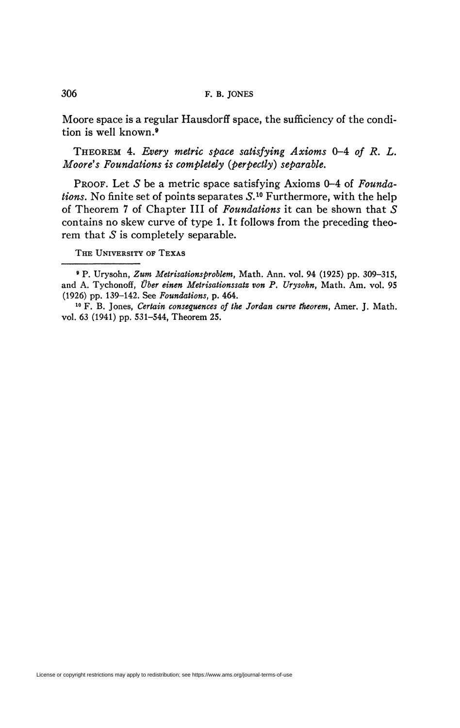Moore space is a regular Hausdorff space, the sufficiency of the condition is well known.[9]

THEOREM 4. *Every metric space satisfying Axioms 0–4 of R. L. Moore's Foundations is completely (perpectly) separable.*

PROOF. Let $S$ be a metric space satisfying Axioms 0–4 of *Foundations*. No finite set of points separates $S$.[10] Furthermore, with the help of Theorem 7 of Chapter III of *Foundations* it can be shown that $S$ contains no skew curve of type 1. It follows from the preceding theorem that $S$ is completely separable.

THE UNIVERSITY OF TEXAS

---

[9] P. Urysohn, *Zum Metrisationsproblem*, Math. Ann. vol. 94 (1925) pp. 309–315, and A. Tychonoff, *Über einen Metrisationssatz von P. Urysohn*, Math. Am. vol. 95 (1926) pp. 139–142. See *Foundations*, p. 464.

[10] F. B. Jones, *Certain consequences of the Jordan curve theorem*, Amer. J. Math. vol. 63 (1941) pp. 531–544, Theorem 25.